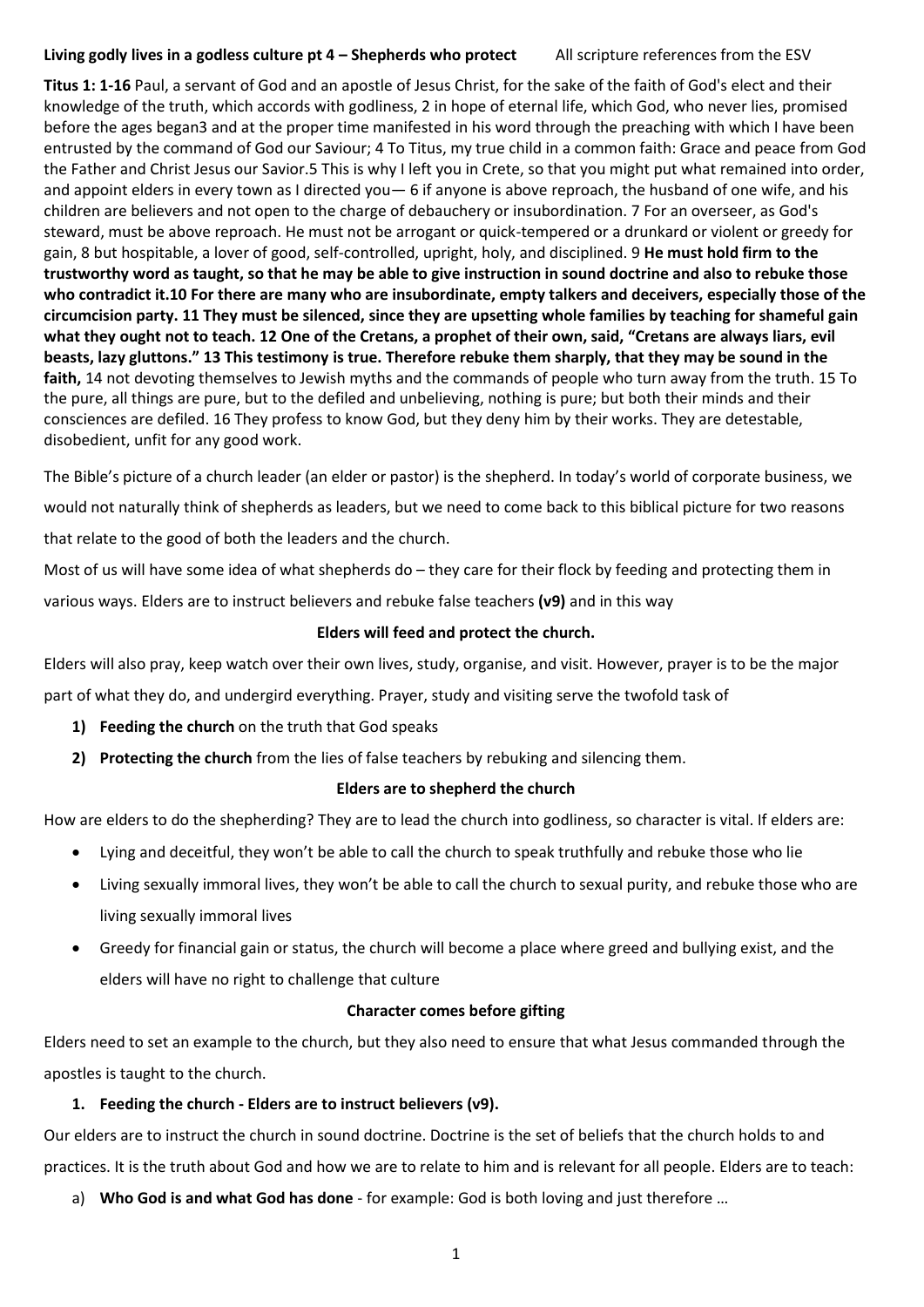**Living godly lives in a godless culture pt 4 – Shepherds who protect** All scripture references from the ESV

**Titus 1: 1-16** Paul, a servant of God and an apostle of Jesus Christ, for the sake of the faith of God's elect and their knowledge of the truth, which accords with godliness, 2 in hope of eternal life, which God, who never lies, promised before the ages began3 and at the proper time manifested in his word through the preaching with which I have been entrusted by the command of God our Saviour; 4 To Titus, my true child in a common faith: Grace and peace from God the Father and Christ Jesus our Savior.5 This is why I left you in Crete, so that you might put what remained into order, and appoint elders in every town as I directed you— 6 if anyone is above reproach, the husband of one wife, and his children are believers and not open to the charge of debauchery or insubordination. 7 For an overseer, as God's steward, must be above reproach. He must not be arrogant or quick-tempered or a drunkard or violent or greedy for gain, 8 but hospitable, a lover of good, self-controlled, upright, holy, and disciplined. 9 **He must hold firm to the trustworthy word as taught, so that he may be able to give instruction in sound doctrine and also to rebuke those who contradict it.10 For there are many who are insubordinate, empty talkers and deceivers, especially those of the circumcision party. 11 They must be silenced, since they are upsetting whole families by teaching for shameful gain what they ought not to teach. 12 One of the Cretans, a prophet of their own, said, "Cretans are always liars, evil beasts, lazy gluttons." 13 This testimony is true. Therefore rebuke them sharply, that they may be sound in the faith,** 14 not devoting themselves to Jewish myths and the commands of people who turn away from the truth. 15 To the pure, all things are pure, but to the defiled and unbelieving, nothing is pure; but both their minds and their consciences are defiled. 16 They profess to know God, but they deny him by their works. They are detestable, disobedient, unfit for any good work.

The Bible's picture of a church leader (an elder or pastor) is the shepherd. In today's world of corporate business, we would not naturally think of shepherds as leaders, but we need to come back to this biblical picture for two reasons that relate to the good of both the leaders and the church.

Most of us will have some idea of what shepherds do – they care for their flock by feeding and protecting them in various ways. Elders are to instruct believers and rebuke false teachers **(v9)** and in this way

**Elders will feed and protect the church.**

Elders will also pray, keep watch over their own lives, study, organise, and visit. However, prayer is to be the major part of what they do, and undergird everything. Prayer, study and visiting serve the twofold task of

1) **Feeding the church** on the truth that God speaks
2) **Protecting the church** from the lies of false teachers by rebuking and silencing them.

**Elders are to shepherd the church**

How are elders to do the shepherding? They are to lead the church into godliness, so character is vital. If elders are:

- Lying and deceitful, they won't be able to call the church to speak truthfully and rebuke those who lie
- Living sexually immoral lives, they won't be able to call the church to sexual purity, and rebuke those who are living sexually immoral lives
- Greedy for financial gain or status, the church will become a place where greed and bullying exist, and the elders will have no right to challenge that culture

**Character comes before gifting**

Elders need to set an example to the church, but they also need to ensure that what Jesus commanded through the apostles is taught to the church.

1. **Feeding the church - Elders are to instruct believers (v9).**

Our elders are to instruct the church in sound doctrine. Doctrine is the set of beliefs that the church holds to and practices. It is the truth about God and how we are to relate to him and is relevant for all people. Elders are to teach:

a) **Who God is and what God has done** - for example: God is both loving and just therefore …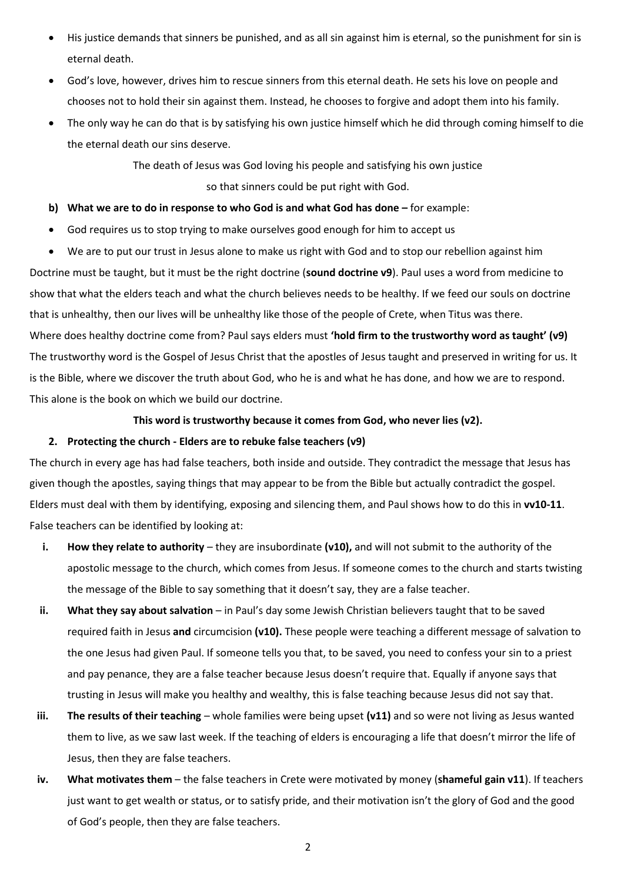- His justice demands that sinners be punished, and as all sin against him is eternal, so the punishment for sin is eternal death.
- God's love, however, drives him to rescue sinners from this eternal death. He sets his love on people and chooses not to hold their sin against them. Instead, he chooses to forgive and adopt them into his family.
- The only way he can do that is by satisfying his own justice himself which he did through coming himself to die the eternal death our sins deserve.

The death of Jesus was God loving his people and satisfying his own justice
so that sinners could be put right with God.

**b) What we are to do in response to who God is and what God has done –** for example:

- God requires us to stop trying to make ourselves good enough for him to accept us
- We are to put our trust in Jesus alone to make us right with God and to stop our rebellion against him

Doctrine must be taught, but it must be the right doctrine (**sound doctrine v9**). Paul uses a word from medicine to show that what the elders teach and what the church believes needs to be healthy. If we feed our souls on doctrine that is unhealthy, then our lives will be unhealthy like those of the people of Crete, when Titus was there.
Where does healthy doctrine come from? Paul says elders must **'hold firm to the trustworthy word as taught' (v9)**
The trustworthy word is the Gospel of Jesus Christ that the apostles of Jesus taught and preserved in writing for us. It is the Bible, where we discover the truth about God, who he is and what he has done, and how we are to respond. This alone is the book on which we build our doctrine.

**This word is trustworthy because it comes from God, who never lies (v2).**

**2. Protecting the church - Elders are to rebuke false teachers (v9)**

The church in every age has had false teachers, both inside and outside. They contradict the message that Jesus has given though the apostles, saying things that may appear to be from the Bible but actually contradict the gospel. Elders must deal with them by identifying, exposing and silencing them, and Paul shows how to do this in **vv10-11**.
False teachers can be identified by looking at:

i. **How they relate to authority** – they are insubordinate **(v10),** and will not submit to the authority of the apostolic message to the church, which comes from Jesus. If someone comes to the church and starts twisting the message of the Bible to say something that it doesn't say, they are a false teacher.

ii. **What they say about salvation** – in Paul's day some Jewish Christian believers taught that to be saved required faith in Jesus **and** circumcision **(v10).** These people were teaching a different message of salvation to the one Jesus had given Paul. If someone tells you that, to be saved, you need to confess your sin to a priest and pay penance, they are a false teacher because Jesus doesn't require that. Equally if anyone says that trusting in Jesus will make you healthy and wealthy, this is false teaching because Jesus did not say that.

iii. **The results of their teaching** – whole families were being upset **(v11)** and so were not living as Jesus wanted them to live, as we saw last week. If the teaching of elders is encouraging a life that doesn't mirror the life of Jesus, then they are false teachers.

iv. **What motivates them** – the false teachers in Crete were motivated by money (**shameful gain v11**). If teachers just want to get wealth or status, or to satisfy pride, and their motivation isn't the glory of God and the good of God's people, then they are false teachers.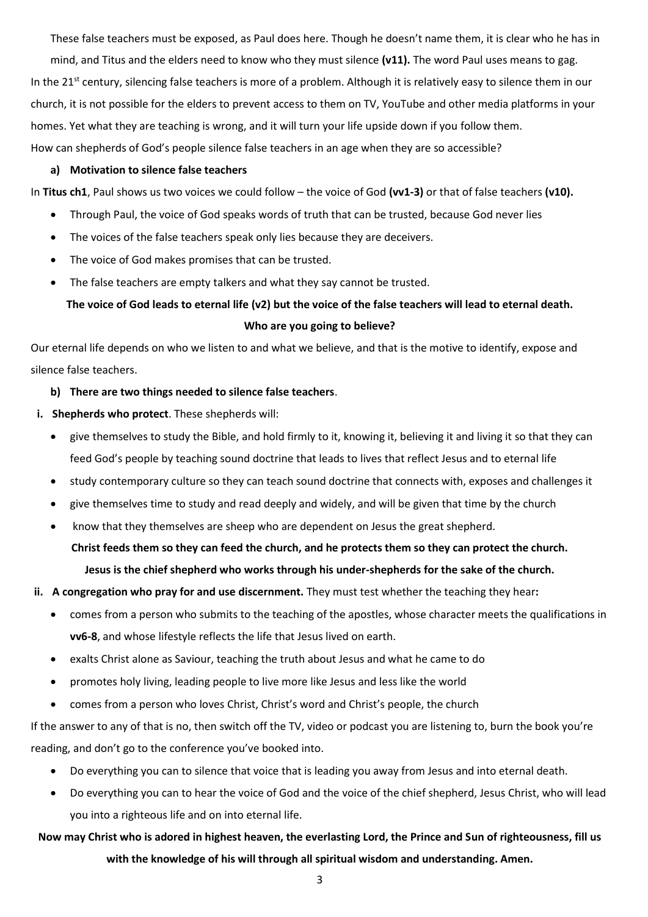These false teachers must be exposed, as Paul does here. Though he doesn't name them, it is clear who he has in mind, and Titus and the elders need to know who they must silence **(v11).** The word Paul uses means to gag.

In the 21st century, silencing false teachers is more of a problem. Although it is relatively easy to silence them in our church, it is not possible for the elders to prevent access to them on TV, YouTube and other media platforms in your homes. Yet what they are teaching is wrong, and it will turn your life upside down if you follow them.

How can shepherds of God's people silence false teachers in an age when they are so accessible?

**a) Motivation to silence false teachers**

In **Titus ch1**, Paul shows us two voices we could follow – the voice of God **(vv1-3)** or that of false teachers **(v10).**

- Through Paul, the voice of God speaks words of truth that can be trusted, because God never lies
- The voices of the false teachers speak only lies because they are deceivers.
- The voice of God makes promises that can be trusted.
- The false teachers are empty talkers and what they say cannot be trusted.

**The voice of God leads to eternal life (v2) but the voice of the false teachers will lead to eternal death.**

**Who are you going to believe?**

Our eternal life depends on who we listen to and what we believe, and that is the motive to identify, expose and silence false teachers.

**b) There are two things needed to silence false teachers**.

**i. Shepherds who protect**. These shepherds will:

- give themselves to study the Bible, and hold firmly to it, knowing it, believing it and living it so that they can feed God's people by teaching sound doctrine that leads to lives that reflect Jesus and to eternal life
- study contemporary culture so they can teach sound doctrine that connects with, exposes and challenges it
- give themselves time to study and read deeply and widely, and will be given that time by the church
- know that they themselves are sheep who are dependent on Jesus the great shepherd.

**Christ feeds them so they can feed the church, and he protects them so they can protect the church.**

**Jesus is the chief shepherd who works through his under-shepherds for the sake of the church.**

**ii. A congregation who pray for and use discernment.** They must test whether the teaching they hear**:**

- comes from a person who submits to the teaching of the apostles, whose character meets the qualifications in **vv6-8**, and whose lifestyle reflects the life that Jesus lived on earth.
- exalts Christ alone as Saviour, teaching the truth about Jesus and what he came to do
- promotes holy living, leading people to live more like Jesus and less like the world
- comes from a person who loves Christ, Christ's word and Christ's people, the church

If the answer to any of that is no, then switch off the TV, video or podcast you are listening to, burn the book you're reading, and don't go to the conference you've booked into.

- Do everything you can to silence that voice that is leading you away from Jesus and into eternal death.
- Do everything you can to hear the voice of God and the voice of the chief shepherd, Jesus Christ, who will lead you into a righteous life and on into eternal life.

**Now may Christ who is adored in highest heaven, the everlasting Lord, the Prince and Sun of righteousness, fill us with the knowledge of his will through all spiritual wisdom and understanding. Amen.**